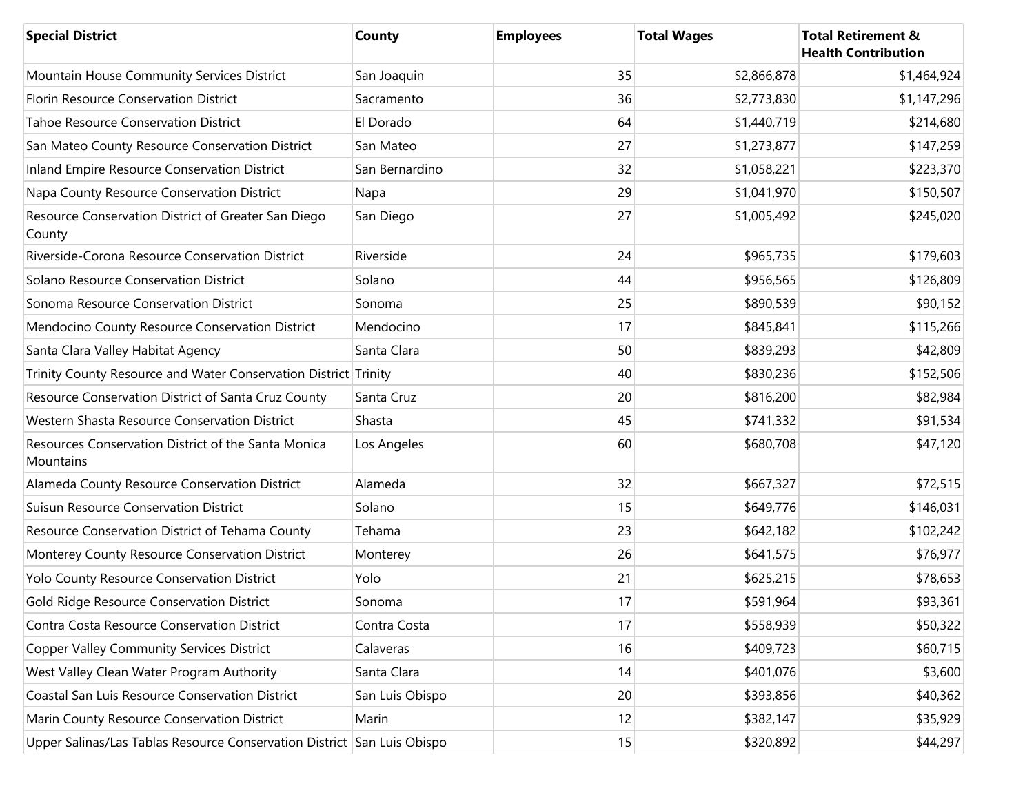| Special District | County | Employees | Total Wages | Total Retirement & Health Contribution |
|---|---|---|---|---|
| Mountain House Community Services District | San Joaquin | 35 | $2,866,878 | $1,464,924 |
| Florin Resource Conservation District | Sacramento | 36 | $2,773,830 | $1,147,296 |
| Tahoe Resource Conservation District | El Dorado | 64 | $1,440,719 | $214,680 |
| San Mateo County Resource Conservation District | San Mateo | 27 | $1,273,877 | $147,259 |
| Inland Empire Resource Conservation District | San Bernardino | 32 | $1,058,221 | $223,370 |
| Napa County Resource Conservation District | Napa | 29 | $1,041,970 | $150,507 |
| Resource Conservation District of Greater San Diego County | San Diego | 27 | $1,005,492 | $245,020 |
| Riverside-Corona Resource Conservation District | Riverside | 24 | $965,735 | $179,603 |
| Solano Resource Conservation District | Solano | 44 | $956,565 | $126,809 |
| Sonoma Resource Conservation District | Sonoma | 25 | $890,539 | $90,152 |
| Mendocino County Resource Conservation District | Mendocino | 17 | $845,841 | $115,266 |
| Santa Clara Valley Habitat Agency | Santa Clara | 50 | $839,293 | $42,809 |
| Trinity County Resource and Water Conservation District | Trinity | 40 | $830,236 | $152,506 |
| Resource Conservation District of Santa Cruz County | Santa Cruz | 20 | $816,200 | $82,984 |
| Western Shasta Resource Conservation District | Shasta | 45 | $741,332 | $91,534 |
| Resources Conservation District of the Santa Monica Mountains | Los Angeles | 60 | $680,708 | $47,120 |
| Alameda County Resource Conservation District | Alameda | 32 | $667,327 | $72,515 |
| Suisun Resource Conservation District | Solano | 15 | $649,776 | $146,031 |
| Resource Conservation District of Tehama County | Tehama | 23 | $642,182 | $102,242 |
| Monterey County Resource Conservation District | Monterey | 26 | $641,575 | $76,977 |
| Yolo County Resource Conservation District | Yolo | 21 | $625,215 | $78,653 |
| Gold Ridge Resource Conservation District | Sonoma | 17 | $591,964 | $93,361 |
| Contra Costa Resource Conservation District | Contra Costa | 17 | $558,939 | $50,322 |
| Copper Valley Community Services District | Calaveras | 16 | $409,723 | $60,715 |
| West Valley Clean Water Program Authority | Santa Clara | 14 | $401,076 | $3,600 |
| Coastal San Luis Resource Conservation District | San Luis Obispo | 20 | $393,856 | $40,362 |
| Marin County Resource Conservation District | Marin | 12 | $382,147 | $35,929 |
| Upper Salinas/Las Tablas Resource Conservation District | San Luis Obispo | 15 | $320,892 | $44,297 |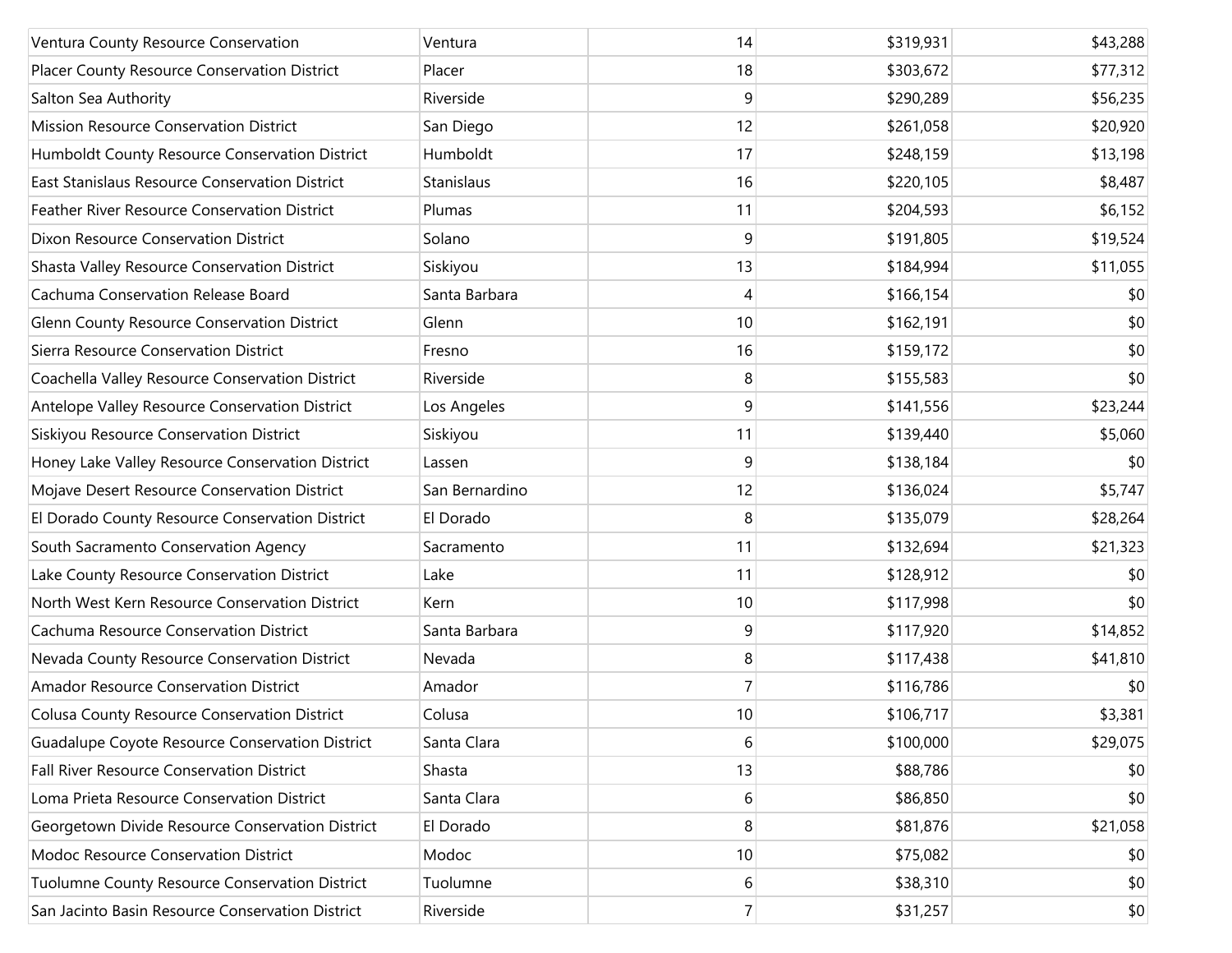| | | | | |
|---|---|---|---|---|
| Ventura County Resource Conservation | Ventura | 14 | $319,931 | $43,288 |
| Placer County Resource Conservation District | Placer | 18 | $303,672 | $77,312 |
| Salton Sea Authority | Riverside | 9 | $290,289 | $56,235 |
| Mission Resource Conservation District | San Diego | 12 | $261,058 | $20,920 |
| Humboldt County Resource Conservation District | Humboldt | 17 | $248,159 | $13,198 |
| East Stanislaus Resource Conservation District | Stanislaus | 16 | $220,105 | $8,487 |
| Feather River Resource Conservation District | Plumas | 11 | $204,593 | $6,152 |
| Dixon Resource Conservation District | Solano | 9 | $191,805 | $19,524 |
| Shasta Valley Resource Conservation District | Siskiyou | 13 | $184,994 | $11,055 |
| Cachuma Conservation Release Board | Santa Barbara | 4 | $166,154 | $0 |
| Glenn County Resource Conservation District | Glenn | 10 | $162,191 | $0 |
| Sierra Resource Conservation District | Fresno | 16 | $159,172 | $0 |
| Coachella Valley Resource Conservation District | Riverside | 8 | $155,583 | $0 |
| Antelope Valley Resource Conservation District | Los Angeles | 9 | $141,556 | $23,244 |
| Siskiyou Resource Conservation District | Siskiyou | 11 | $139,440 | $5,060 |
| Honey Lake Valley Resource Conservation District | Lassen | 9 | $138,184 | $0 |
| Mojave Desert Resource Conservation District | San Bernardino | 12 | $136,024 | $5,747 |
| El Dorado County Resource Conservation District | El Dorado | 8 | $135,079 | $28,264 |
| South Sacramento Conservation Agency | Sacramento | 11 | $132,694 | $21,323 |
| Lake County Resource Conservation District | Lake | 11 | $128,912 | $0 |
| North West Kern Resource Conservation District | Kern | 10 | $117,998 | $0 |
| Cachuma Resource Conservation District | Santa Barbara | 9 | $117,920 | $14,852 |
| Nevada County Resource Conservation District | Nevada | 8 | $117,438 | $41,810 |
| Amador Resource Conservation District | Amador | 7 | $116,786 | $0 |
| Colusa County Resource Conservation District | Colusa | 10 | $106,717 | $3,381 |
| Guadalupe Coyote Resource Conservation District | Santa Clara | 6 | $100,000 | $29,075 |
| Fall River Resource Conservation District | Shasta | 13 | $88,786 | $0 |
| Loma Prieta Resource Conservation District | Santa Clara | 6 | $86,850 | $0 |
| Georgetown Divide Resource Conservation District | El Dorado | 8 | $81,876 | $21,058 |
| Modoc Resource Conservation District | Modoc | 10 | $75,082 | $0 |
| Tuolumne County Resource Conservation District | Tuolumne | 6 | $38,310 | $0 |
| San Jacinto Basin Resource Conservation District | Riverside | 7 | $31,257 | $0 |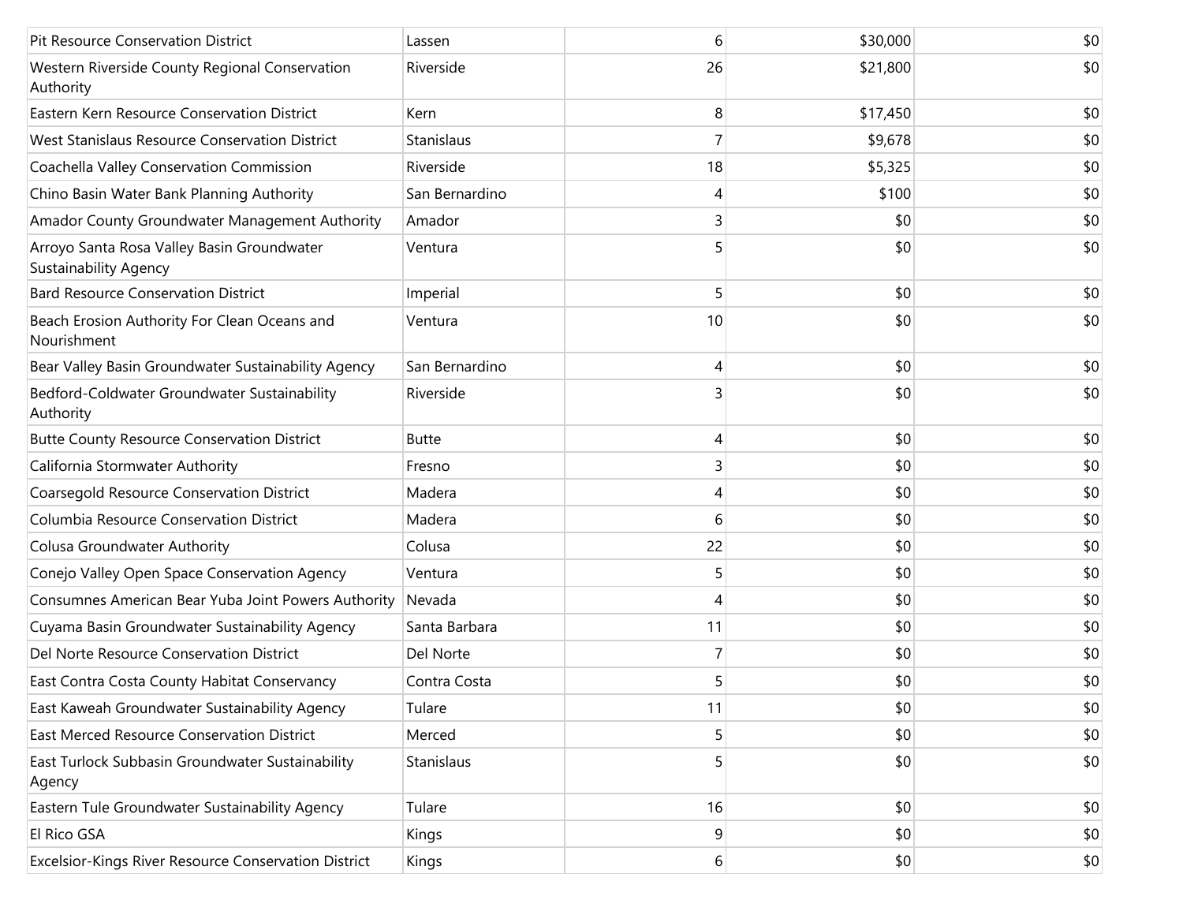| | | | | |
|---|---|---|---|---|
| Pit Resource Conservation District | Lassen | 6 | $30,000 | $0 |
| Western Riverside County Regional Conservation Authority | Riverside | 26 | $21,800 | $0 |
| Eastern Kern Resource Conservation District | Kern | 8 | $17,450 | $0 |
| West Stanislaus Resource Conservation District | Stanislaus | 7 | $9,678 | $0 |
| Coachella Valley Conservation Commission | Riverside | 18 | $5,325 | $0 |
| Chino Basin Water Bank Planning Authority | San Bernardino | 4 | $100 | $0 |
| Amador County Groundwater Management Authority | Amador | 3 | $0 | $0 |
| Arroyo Santa Rosa Valley Basin Groundwater Sustainability Agency | Ventura | 5 | $0 | $0 |
| Bard Resource Conservation District | Imperial | 5 | $0 | $0 |
| Beach Erosion Authority For Clean Oceans and Nourishment | Ventura | 10 | $0 | $0 |
| Bear Valley Basin Groundwater Sustainability Agency | San Bernardino | 4 | $0 | $0 |
| Bedford-Coldwater Groundwater Sustainability Authority | Riverside | 3 | $0 | $0 |
| Butte County Resource Conservation District | Butte | 4 | $0 | $0 |
| California Stormwater Authority | Fresno | 3 | $0 | $0 |
| Coarsegold Resource Conservation District | Madera | 4 | $0 | $0 |
| Columbia Resource Conservation District | Madera | 6 | $0 | $0 |
| Colusa Groundwater Authority | Colusa | 22 | $0 | $0 |
| Conejo Valley Open Space Conservation Agency | Ventura | 5 | $0 | $0 |
| Consumnes American Bear Yuba Joint Powers Authority | Nevada | 4 | $0 | $0 |
| Cuyama Basin Groundwater Sustainability Agency | Santa Barbara | 11 | $0 | $0 |
| Del Norte Resource Conservation District | Del Norte | 7 | $0 | $0 |
| East Contra Costa County Habitat Conservancy | Contra Costa | 5 | $0 | $0 |
| East Kaweah Groundwater Sustainability Agency | Tulare | 11 | $0 | $0 |
| East Merced Resource Conservation District | Merced | 5 | $0 | $0 |
| East Turlock Subbasin Groundwater Sustainability Agency | Stanislaus | 5 | $0 | $0 |
| Eastern Tule Groundwater Sustainability Agency | Tulare | 16 | $0 | $0 |
| El Rico GSA | Kings | 9 | $0 | $0 |
| Excelsior-Kings River Resource Conservation District | Kings | 6 | $0 | $0 |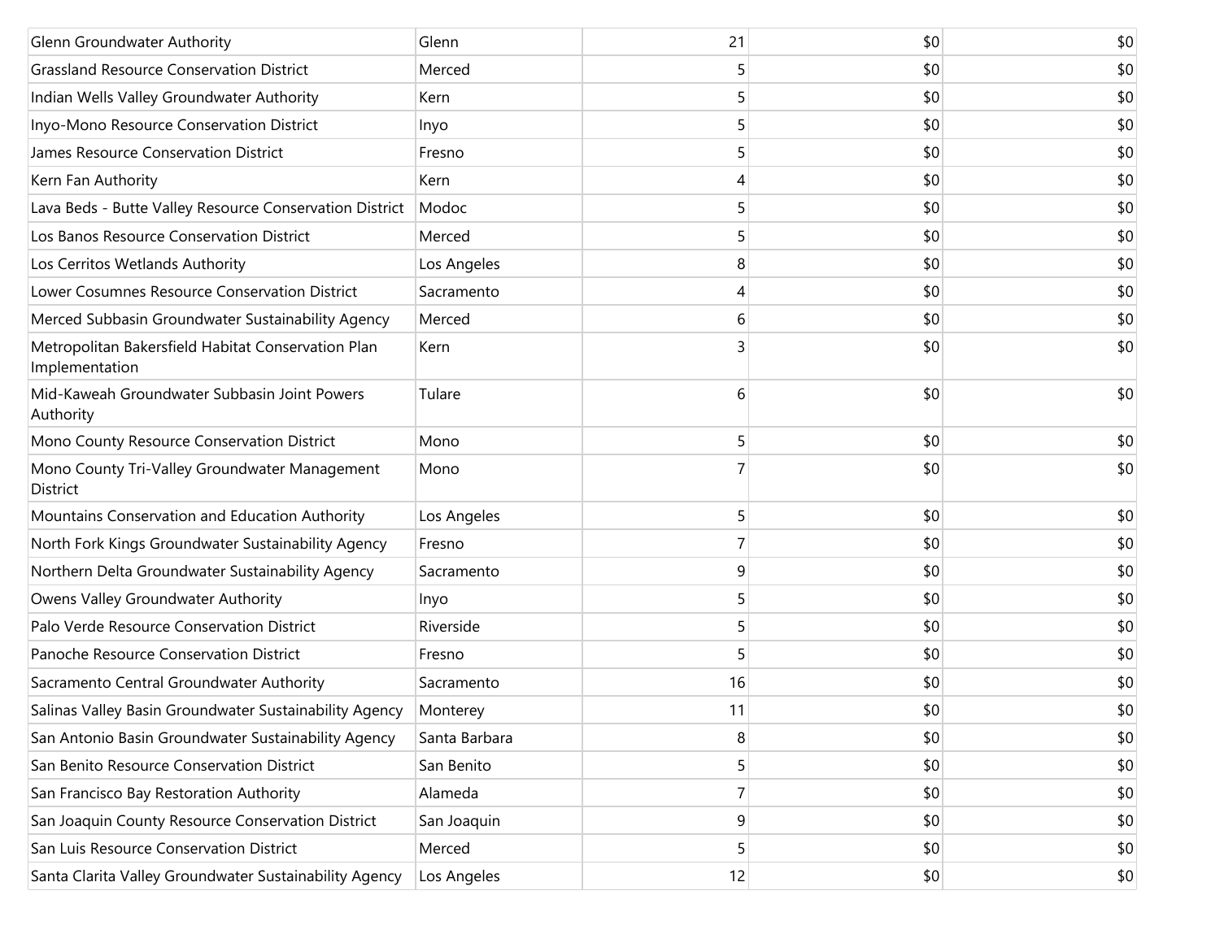| | | | | |
|---|---|---|---|---|
| Glenn Groundwater Authority | Glenn | 21 | $0 | $0 |
| Grassland Resource Conservation District | Merced | 5 | $0 | $0 |
| Indian Wells Valley Groundwater Authority | Kern | 5 | $0 | $0 |
| Inyo-Mono Resource Conservation District | Inyo | 5 | $0 | $0 |
| James Resource Conservation District | Fresno | 5 | $0 | $0 |
| Kern Fan Authority | Kern | 4 | $0 | $0 |
| Lava Beds - Butte Valley Resource Conservation District | Modoc | 5 | $0 | $0 |
| Los Banos Resource Conservation District | Merced | 5 | $0 | $0 |
| Los Cerritos Wetlands Authority | Los Angeles | 8 | $0 | $0 |
| Lower Cosumnes Resource Conservation District | Sacramento | 4 | $0 | $0 |
| Merced Subbasin Groundwater Sustainability Agency | Merced | 6 | $0 | $0 |
| Metropolitan Bakersfield Habitat Conservation Plan Implementation | Kern | 3 | $0 | $0 |
| Mid-Kaweah Groundwater Subbasin Joint Powers Authority | Tulare | 6 | $0 | $0 |
| Mono County Resource Conservation District | Mono | 5 | $0 | $0 |
| Mono County Tri-Valley Groundwater Management District | Mono | 7 | $0 | $0 |
| Mountains Conservation and Education Authority | Los Angeles | 5 | $0 | $0 |
| North Fork Kings Groundwater Sustainability Agency | Fresno | 7 | $0 | $0 |
| Northern Delta Groundwater Sustainability Agency | Sacramento | 9 | $0 | $0 |
| Owens Valley Groundwater Authority | Inyo | 5 | $0 | $0 |
| Palo Verde Resource Conservation District | Riverside | 5 | $0 | $0 |
| Panoche Resource Conservation District | Fresno | 5 | $0 | $0 |
| Sacramento Central Groundwater Authority | Sacramento | 16 | $0 | $0 |
| Salinas Valley Basin Groundwater Sustainability Agency | Monterey | 11 | $0 | $0 |
| San Antonio Basin Groundwater Sustainability Agency | Santa Barbara | 8 | $0 | $0 |
| San Benito Resource Conservation District | San Benito | 5 | $0 | $0 |
| San Francisco Bay Restoration Authority | Alameda | 7 | $0 | $0 |
| San Joaquin County Resource Conservation District | San Joaquin | 9 | $0 | $0 |
| San Luis Resource Conservation District | Merced | 5 | $0 | $0 |
| Santa Clarita Valley Groundwater Sustainability Agency | Los Angeles | 12 | $0 | $0 |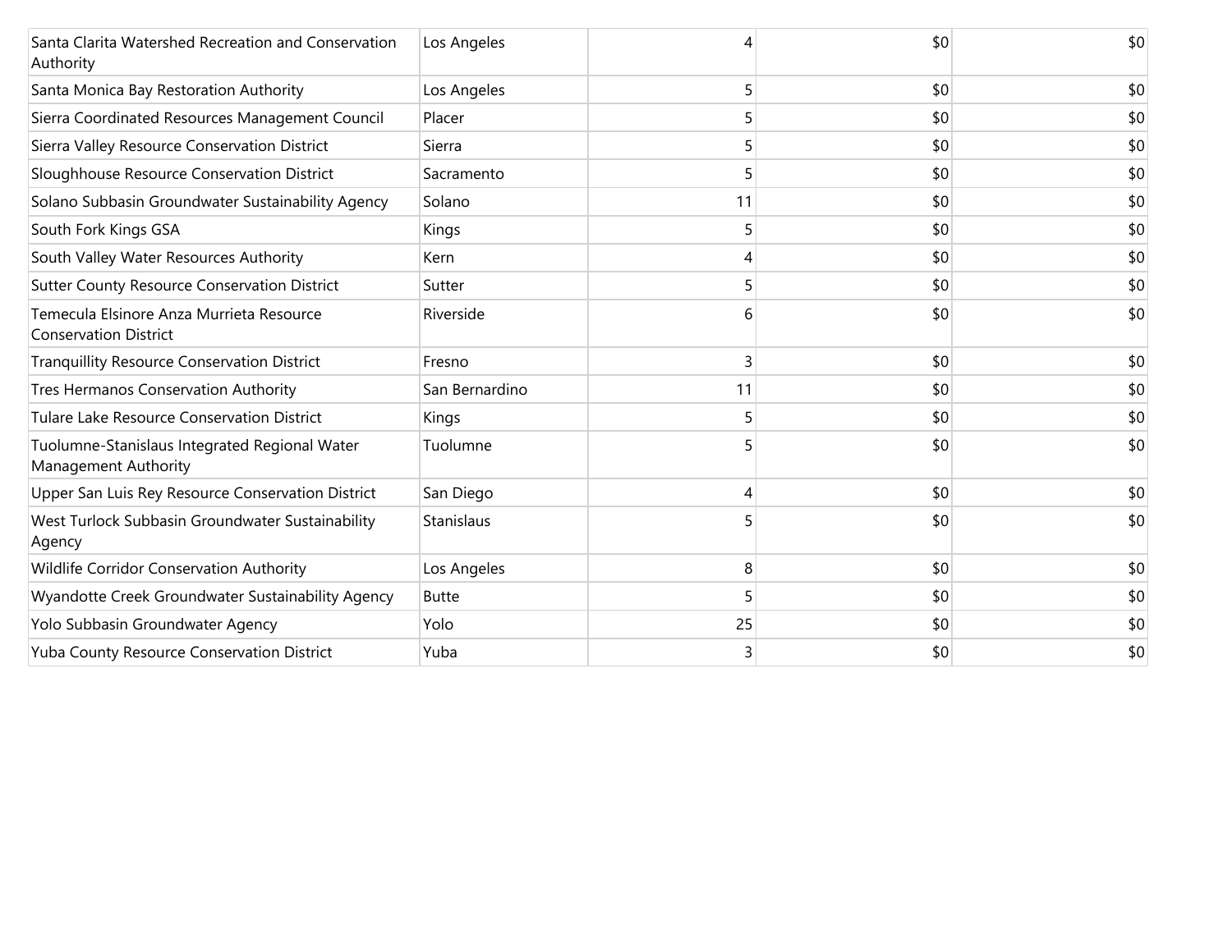| | | | | |
|---|---|---|---|---|
| Santa Clarita Watershed Recreation and Conservation Authority | Los Angeles | 4 | $0 | $0 |
| Santa Monica Bay Restoration Authority | Los Angeles | 5 | $0 | $0 |
| Sierra Coordinated Resources Management Council | Placer | 5 | $0 | $0 |
| Sierra Valley Resource Conservation District | Sierra | 5 | $0 | $0 |
| Sloughhouse Resource Conservation District | Sacramento | 5 | $0 | $0 |
| Solano Subbasin Groundwater Sustainability Agency | Solano | 11 | $0 | $0 |
| South Fork Kings GSA | Kings | 5 | $0 | $0 |
| South Valley Water Resources Authority | Kern | 4 | $0 | $0 |
| Sutter County Resource Conservation District | Sutter | 5 | $0 | $0 |
| Temecula Elsinore Anza Murrieta Resource Conservation District | Riverside | 6 | $0 | $0 |
| Tranquillity Resource Conservation District | Fresno | 3 | $0 | $0 |
| Tres Hermanos Conservation Authority | San Bernardino | 11 | $0 | $0 |
| Tulare Lake Resource Conservation District | Kings | 5 | $0 | $0 |
| Tuolumne-Stanislaus Integrated Regional Water Management Authority | Tuolumne | 5 | $0 | $0 |
| Upper San Luis Rey Resource Conservation District | San Diego | 4 | $0 | $0 |
| West Turlock Subbasin Groundwater Sustainability Agency | Stanislaus | 5 | $0 | $0 |
| Wildlife Corridor Conservation Authority | Los Angeles | 8 | $0 | $0 |
| Wyandotte Creek Groundwater Sustainability Agency | Butte | 5 | $0 | $0 |
| Yolo Subbasin Groundwater Agency | Yolo | 25 | $0 | $0 |
| Yuba County Resource Conservation District | Yuba | 3 | $0 | $0 |